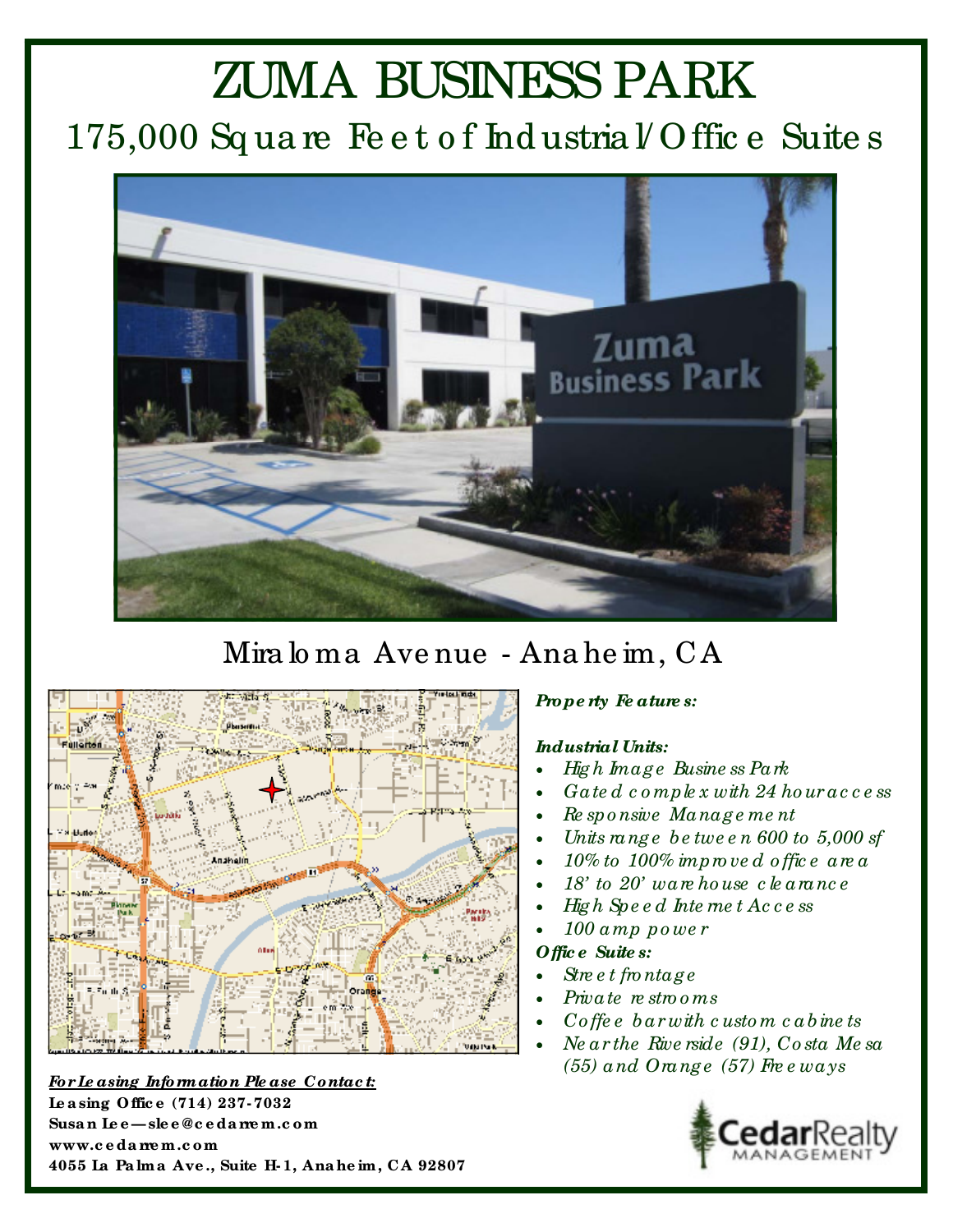# ZUMA BUSINESS PARK

## 175,000 Square Feet of Industrial/Office Suites

## Miraloma Avenue - Anaheim, CA

***Property Features:***

***Industrial Units:***

- *High Image Business Park*
- *Gated complex with 24 hour access*
- *Responsive Management*
- *Units range between 600 to 5,000 sf*
- *10% to 100% improved office area*
- *18' to 20' warehouse clearance*
- *High Speed Internet Access*
- *100 amp power*

***Office Suites:***

- *Street frontage*
- *Private restrooms*
- *Coffee bar with custom cabinets*
- *Near the Riverside (91), Costa Mesa (55) and Orange (57) Freeways*

***For Leasing Information Please Contact:***

**Leasing Office (714) 237-7032**
**Susan Lee—slee@cedarrem.com**
**www.cedarrem.com**
**4055 La Palma Ave., Suite H-1, Anaheim, CA 92807**

CedarRealty MANAGEMENT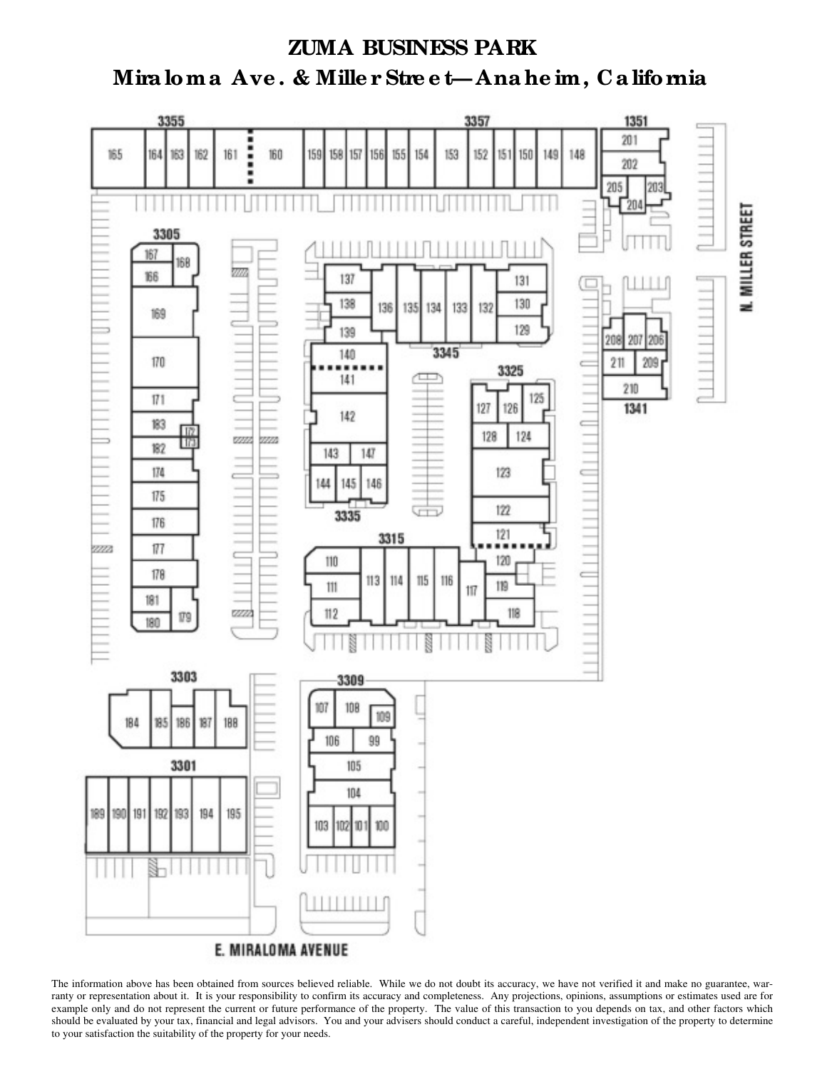# ZUMA BUSINESS PARK

## Miraloma Ave. & Miller Street—Anaheim, California

3355
3357
1351
165 164 163 162 161 160 159 158 157 156 155 154 153 152 151 150 149 148
201
202
205 203
204
N. MILLER STREET
3305
167 168
166
169
170
171
183
172
173
182
174
175
176
177
178
181
180 179
137 131
138 136 135 134 133 132 130
139 129
3345
140
141
142
143 147
144 145 146
3335
3325
127 126 125
128 124
123
122
121
120
119
118
3315
110
111
112
113 114 115 116 117
208 207 206
211 209
210
1341
3303
184 185 186 187 188
3309
107 108 109
106 99
105
104
103 102 101 100
3301
189 190 191 192 193 194 195
E. MIRALOMA AVENUE

The information above has been obtained from sources believed reliable. While we do not doubt its accuracy, we have not verified it and make no guarantee, warranty or representation about it. It is your responsibility to confirm its accuracy and completeness. Any projections, opinions, assumptions or estimates used are for example only and do not represent the current or future performance of the property. The value of this transaction to you depends on tax, and other factors which should be evaluated by your tax, financial and legal advisors. You and your advisers should conduct a careful, independent investigation of the property to determine to your satisfaction the suitability of the property for your needs.